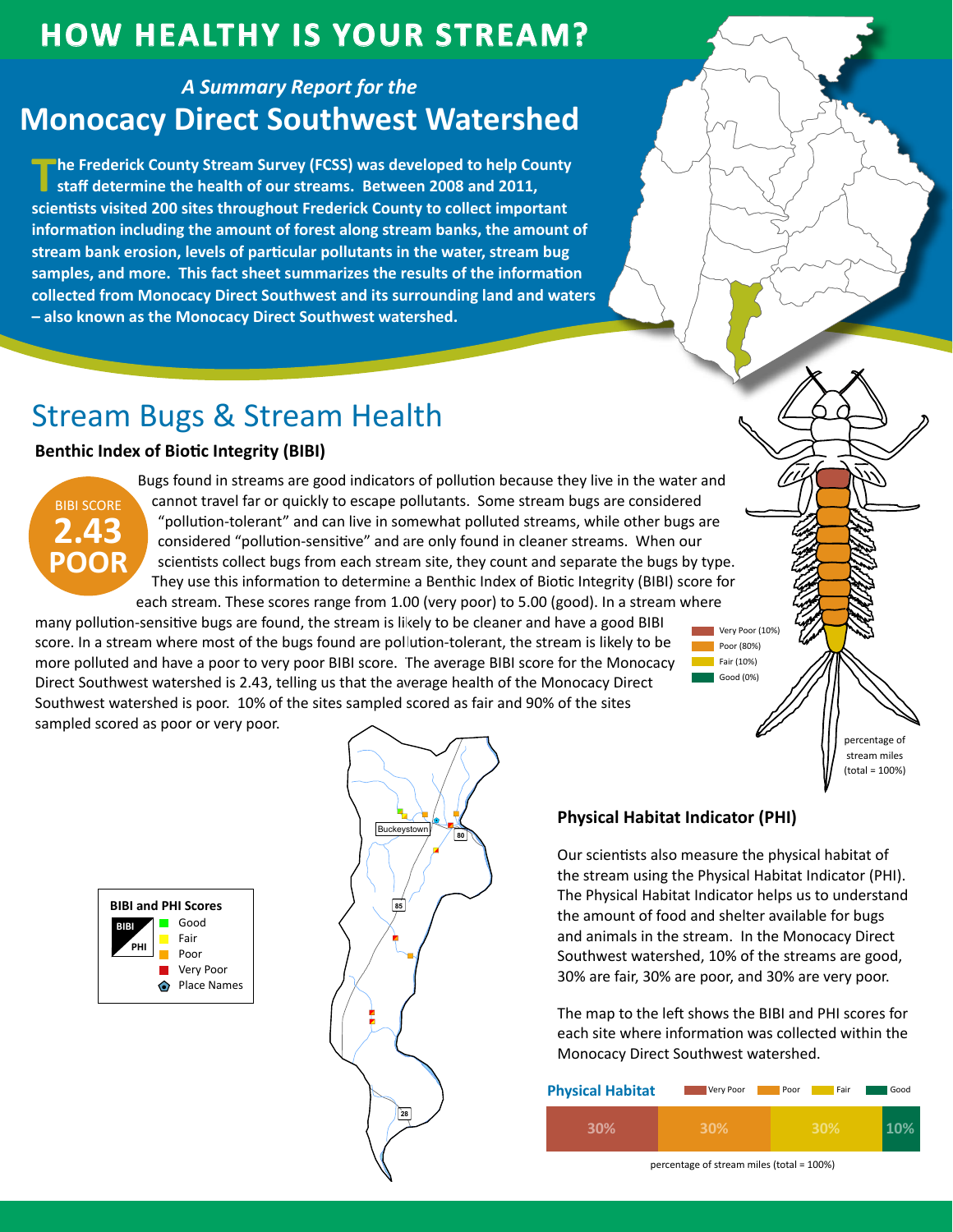# HOW HEALTHY IS YOUR STREAM?

*A Summary Report for the*

# Monocacy Direct Southwest Watershed

**The Frederick County Stream Survey (FCSS) was developed to help County staff determine the health of our streams. Between 2008 and 2011, scientists visited 200 sites throughout Frederick County to collect important information including the amount of forest along stream banks, the amount of stream bank erosion, levels of particular pollutants in the water, stream bug samples, and more. This fact sheet summarizes the results of the information collected from Monocacy Direct Southwest and its surrounding land and waters – also known as the Monocacy Direct Southwest watershed.**

## Stream Bugs & Stream Health

### Benthic Index of Biotic Integrity (BIBI)

BIBI SCORE **2.43** **POOR**

Bugs found in streams are good indicators of pollution because they live in the water and cannot travel far or quickly to escape pollutants. Some stream bugs are considered "pollution-tolerant" and can live in somewhat polluted streams, while other bugs are considered "pollution-sensitive" and are only found in cleaner streams. When our scientists collect bugs from each stream site, they count and separate the bugs by type. They use this information to determine a Benthic Index of Biotic Integrity (BIBI) score for each stream. These scores range from 1.00 (very poor) to 5.00 (good). In a stream where many pollution-sensitive bugs are found, the stream is likely to be cleaner and have a good BIBI score. In a stream where most of the bugs found are pollution-tolerant, the stream is likely to be more polluted and have a poor to very poor BIBI score. The average BIBI score for the Monocacy Direct Southwest watershed is 2.43, telling us that the average health of the Monocacy Direct Southwest watershed is poor. 10% of the sites sampled scored as fair and 90% of the sites sampled scored as poor or very poor.

- Very Poor (10%)
- Poor (80%)
- Fair (10%)
- Good (0%)

percentage of stream miles (total = 100%)

**BIBI and PHI Scores**

- Good
- Fair
- Poor
- Very Poor
- Place Names

Buckeystown, 80, 85, 28

### Physical Habitat Indicator (PHI)

Our scientists also measure the physical habitat of the stream using the Physical Habitat Indicator (PHI). The Physical Habitat Indicator helps us to understand the amount of food and shelter available for bugs and animals in the stream. In the Monocacy Direct Southwest watershed, 10% of the streams are good, 30% are fair, 30% are poor, and 30% are very poor.

The map to the left shows the BIBI and PHI scores for each site where information was collected within the Monocacy Direct Southwest watershed.

**Physical Habitat**

| Very Poor | Poor | Fair | Good |
|---|---|---|---|
| 30% | 30% | 30% | 10% |

percentage of stream miles (total = 100%)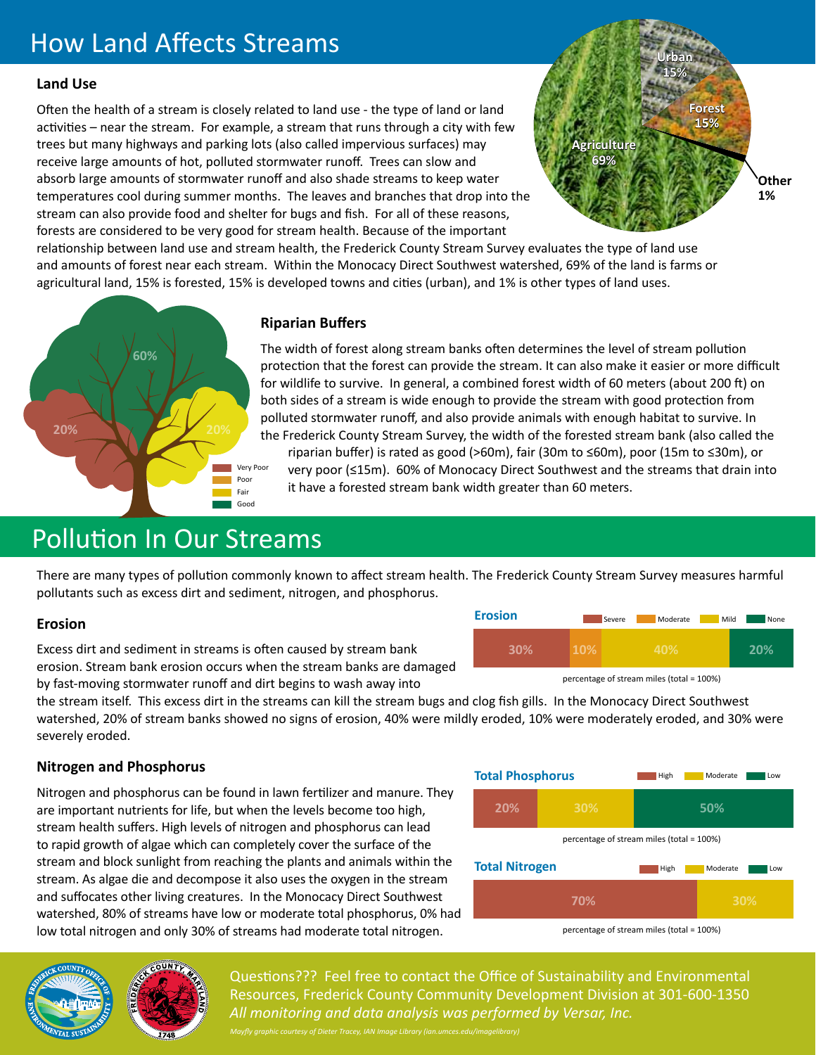# How Land Affects Streams

### Land Use

Often the health of a stream is closely related to land use - the type of land or land activities – near the stream. For example, a stream that runs through a city with few trees but many highways and parking lots (also called impervious surfaces) may receive large amounts of hot, polluted stormwater runoff. Trees can slow and absorb large amounts of stormwater runoff and also shade streams to keep water temperatures cool during summer months. The leaves and branches that drop into the stream can also provide food and shelter for bugs and fish. For all of these reasons, forests are considered to be very good for stream health. Because of the important relationship between land use and stream health, the Frederick County Stream Survey evaluates the type of land use and amounts of forest near each stream. Within the Monocacy Direct Southwest watershed, 69% of the land is farms or agricultural land, 15% is forested, 15% is developed towns and cities (urban), and 1% is other types of land uses.

Urban 15%
Forest 15%
Agriculture 69%
Other 1%

### Riparian Buffers

60%
20%
20%
Very Poor
Poor
Fair
Good

The width of forest along stream banks often determines the level of stream pollution protection that the forest can provide the stream. It can also make it easier or more difficult for wildlife to survive. In general, a combined forest width of 60 meters (about 200 ft) on both sides of a stream is wide enough to provide the stream with good protection from polluted stormwater runoff, and also provide animals with enough habitat to survive. In the Frederick County Stream Survey, the width of the forested stream bank (also called the riparian buffer) is rated as good (>60m), fair (30m to ≤60m), poor (15m to ≤30m), or very poor (≤15m). 60% of Monocacy Direct Southwest and the streams that drain into it have a forested stream bank width greater than 60 meters.

# Pollution In Our Streams

There are many types of pollution commonly known to affect stream health. The Frederick County Stream Survey measures harmful pollutants such as excess dirt and sediment, nitrogen, and phosphorus.

### Erosion

Erosion
Severe Moderate Mild None
30% 10% 40% 20%
percentage of stream miles (total = 100%)

Excess dirt and sediment in streams is often caused by stream bank erosion. Stream bank erosion occurs when the stream banks are damaged by fast-moving stormwater runoff and dirt begins to wash away into the stream itself. This excess dirt in the streams can kill the stream bugs and clog fish gills. In the Monocacy Direct Southwest watershed, 20% of stream banks showed no signs of erosion, 40% were mildly eroded, 10% were moderately eroded, and 30% were severely eroded.

### Nitrogen and Phosphorus

Nitrogen and phosphorus can be found in lawn fertilizer and manure. They are important nutrients for life, but when the levels become too high, stream health suffers. High levels of nitrogen and phosphorus can lead to rapid growth of algae which can completely cover the surface of the stream and block sunlight from reaching the plants and animals within the stream. As algae die and decompose it also uses the oxygen in the stream and suffocates other living creatures. In the Monocacy Direct Southwest watershed, 80% of streams have low or moderate total phosphorus, 0% had low total nitrogen and only 30% of streams had moderate total nitrogen.

Total Phosphorus
High Moderate Low
20% 30% 50%
percentage of stream miles (total = 100%)

Total Nitrogen
High Moderate Low
70% 30%
percentage of stream miles (total = 100%)

Questions??? Feel free to contact the Office of Sustainability and Environmental Resources, Frederick County Community Development Division at 301-600-1350

*All monitoring and data analysis was performed by Versar, Inc.*

*Mayfly graphic courtesy of Dieter Tracey, IAN Image Library (ian.umces.edu/imagelibrary)*